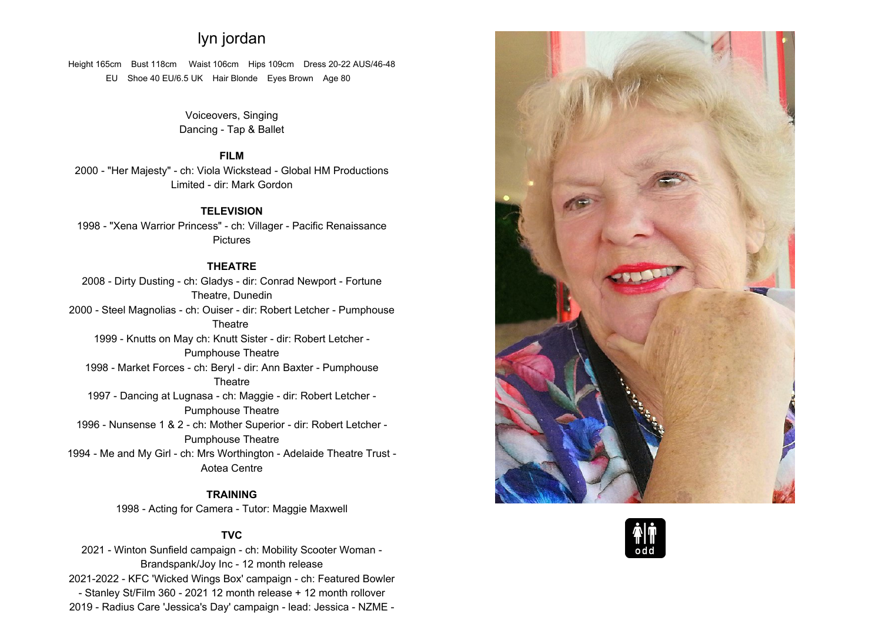# lyn jordan

Height 165cm  Bust 118cm  Waist 106cm  Hips 109cm  Dress 20-22 AUS/46-48 EU  Shoe 40 EU/6.5 UK  Hair Blonde  Eyes Brown  Age 80

Voiceovers, Singing
Dancing - Tap & Ballet

**FILM**

2000 - "Her Majesty" - ch: Viola Wickstead - Global HM Productions Limited - dir: Mark Gordon

**TELEVISION**

1998 - "Xena Warrior Princess" - ch: Villager - Pacific Renaissance Pictures

**THEATRE**

2008 - Dirty Dusting - ch: Gladys - dir: Conrad Newport - Fortune Theatre, Dunedin
2000 - Steel Magnolias - ch: Ouiser - dir: Robert Letcher - Pumphouse Theatre
1999 - Knutts on May ch: Knutt Sister - dir: Robert Letcher - Pumphouse Theatre
1998 - Market Forces - ch: Beryl - dir: Ann Baxter - Pumphouse Theatre
1997 - Dancing at Lugnasa - ch: Maggie - dir: Robert Letcher - Pumphouse Theatre
1996 - Nunsense 1 & 2 - ch: Mother Superior - dir: Robert Letcher - Pumphouse Theatre
1994 - Me and My Girl - ch: Mrs Worthington - Adelaide Theatre Trust - Aotea Centre

**TRAINING**

1998 - Acting for Camera - Tutor: Maggie Maxwell

**TVC**

2021 - Winton Sunfield campaign - ch: Mobility Scooter Woman - Brandspank/Joy Inc - 12 month release
2021-2022 - KFC 'Wicked Wings Box' campaign - ch: Featured Bowler - Stanley St/Film 360 - 2021 12 month release + 12 month rollover
2019 - Radius Care 'Jessica's Day' campaign - lead: Jessica - NZME -

odd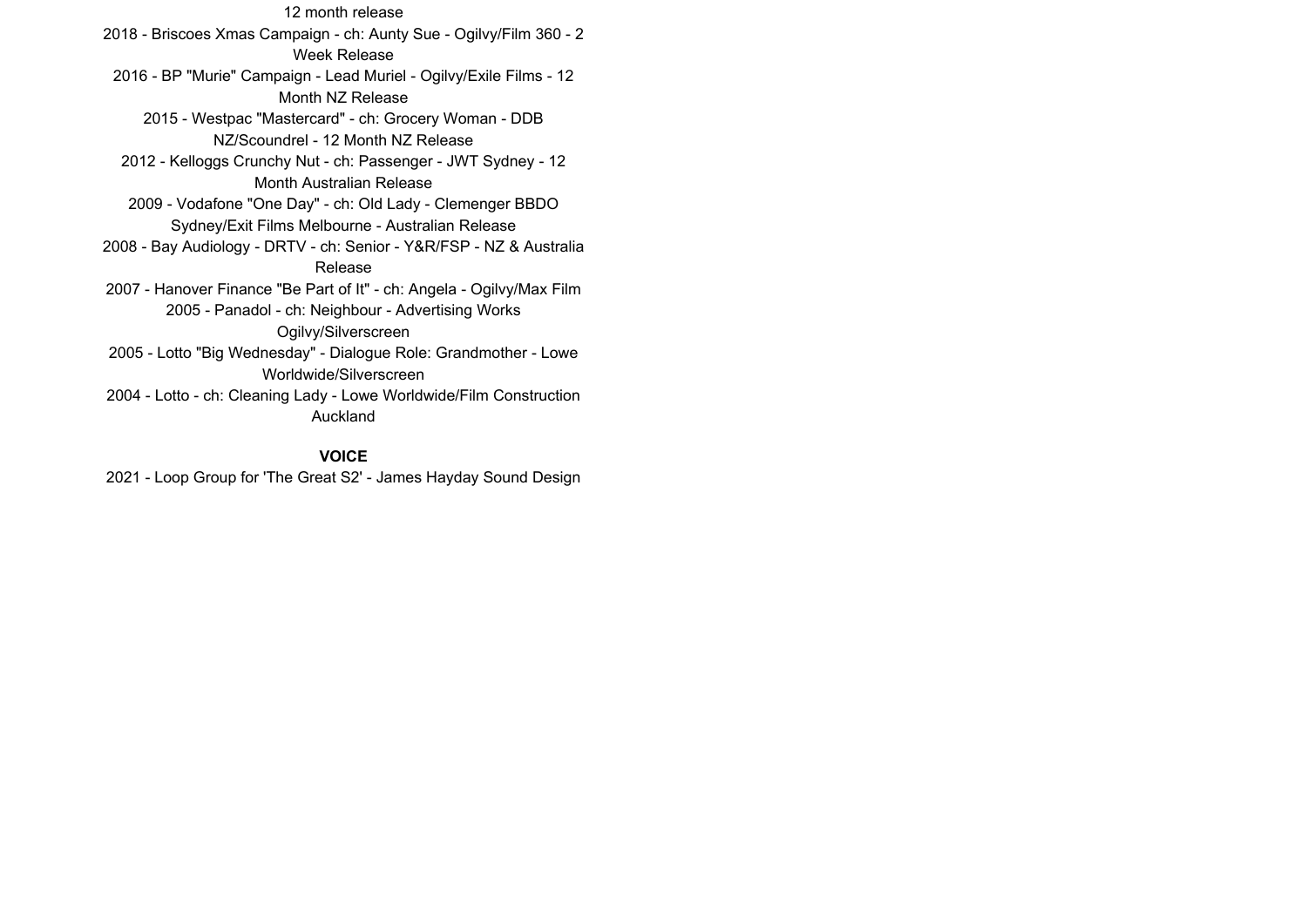12 month release

2018 - Briscoes Xmas Campaign - ch: Aunty Sue - Ogilvy/Film 360 - 2 Week Release

2016 - BP "Murie" Campaign - Lead Muriel - Ogilvy/Exile Films - 12 Month NZ Release

2015 - Westpac "Mastercard" - ch: Grocery Woman - DDB NZ/Scoundrel - 12 Month NZ Release

2012 - Kelloggs Crunchy Nut - ch: Passenger - JWT Sydney - 12 Month Australian Release

2009 - Vodafone "One Day" - ch: Old Lady - Clemenger BBDO Sydney/Exit Films Melbourne - Australian Release

2008 - Bay Audiology - DRTV - ch: Senior - Y&R/FSP - NZ & Australia Release

2007 - Hanover Finance "Be Part of It" - ch: Angela - Ogilvy/Max Film

2005 - Panadol - ch: Neighbour - Advertising Works Ogilvy/Silverscreen

2005 - Lotto "Big Wednesday" - Dialogue Role: Grandmother - Lowe Worldwide/Silverscreen

2004 - Lotto - ch: Cleaning Lady - Lowe Worldwide/Film Construction Auckland

**VOICE**

2021 - Loop Group for 'The Great S2' - James Hayday Sound Design